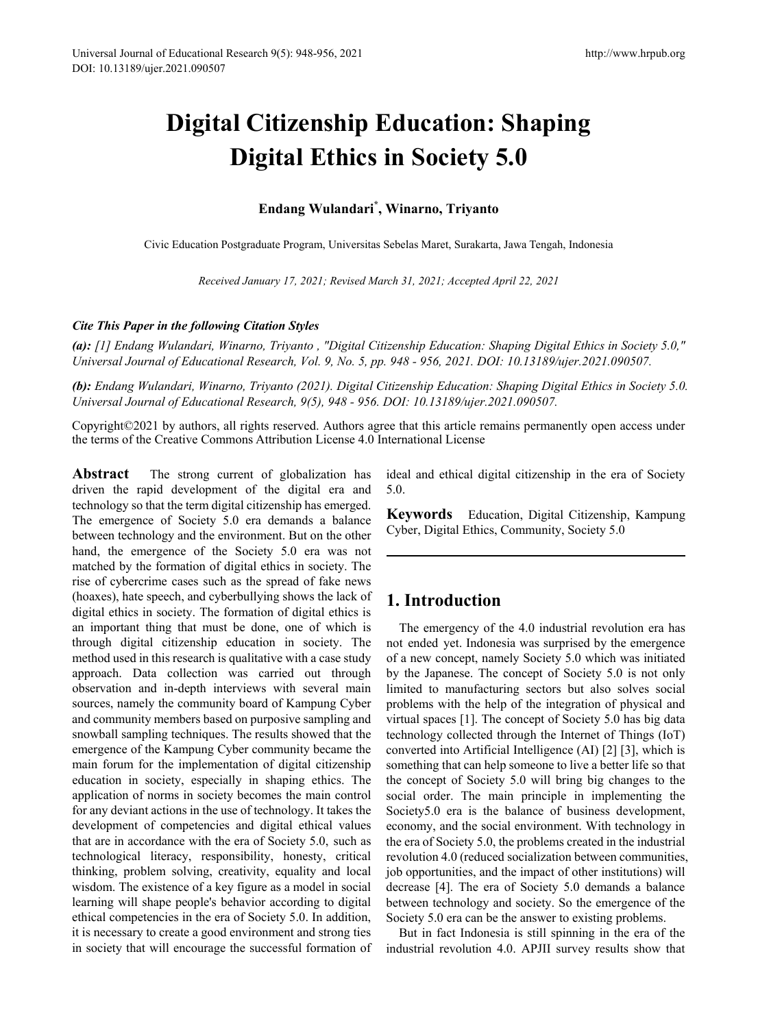# Digital Citizenship Education: Shaping Digital Ethics in Society 5.0

**Endang Wulandari***, **Winarno, Triyanto**

Civic Education Postgraduate Program, Universitas Sebelas Maret, Surakarta, Jawa Tengah, Indonesia

*Received January 17, 2021; Revised March 31, 2021; Accepted April 22, 2021*

***Cite This Paper in the following Citation Styles***

***(a):*** *[1] Endang Wulandari, Winarno, Triyanto , "Digital Citizenship Education: Shaping Digital Ethics in Society 5.0," Universal Journal of Educational Research, Vol. 9, No. 5, pp. 948 - 956, 2021. DOI: 10.13189/ujer.2021.090507.*

***(b):*** *Endang Wulandari, Winarno, Triyanto (2021). Digital Citizenship Education: Shaping Digital Ethics in Society 5.0. Universal Journal of Educational Research, 9(5), 948 - 956. DOI: 10.13189/ujer.2021.090507.*

Copyright©2021 by authors, all rights reserved. Authors agree that this article remains permanently open access under the terms of the Creative Commons Attribution License 4.0 International License

**Abstract** The strong current of globalization has driven the rapid development of the digital era and technology so that the term digital citizenship has emerged. The emergence of Society 5.0 era demands a balance between technology and the environment. But on the other hand, the emergence of the Society 5.0 era was not matched by the formation of digital ethics in society. The rise of cybercrime cases such as the spread of fake news (hoaxes), hate speech, and cyberbullying shows the lack of digital ethics in society. The formation of digital ethics is an important thing that must be done, one of which is through digital citizenship education in society. The method used in this research is qualitative with a case study approach. Data collection was carried out through observation and in-depth interviews with several main sources, namely the community board of Kampung Cyber and community members based on purposive sampling and snowball sampling techniques. The results showed that the emergence of the Kampung Cyber community became the main forum for the implementation of digital citizenship education in society, especially in shaping ethics. The application of norms in society becomes the main control for any deviant actions in the use of technology. It takes the development of competencies and digital ethical values that are in accordance with the era of Society 5.0, such as technological literacy, responsibility, honesty, critical thinking, problem solving, creativity, equality and local wisdom. The existence of a key figure as a model in social learning will shape people's behavior according to digital ethical competencies in the era of Society 5.0. In addition, it is necessary to create a good environment and strong ties in society that will encourage the successful formation of ideal and ethical digital citizenship in the era of Society 5.0.

**Keywords** Education, Digital Citizenship, Kampung Cyber, Digital Ethics, Community, Society 5.0

## 1. Introduction

The emergency of the 4.0 industrial revolution era has not ended yet. Indonesia was surprised by the emergence of a new concept, namely Society 5.0 which was initiated by the Japanese. The concept of Society 5.0 is not only limited to manufacturing sectors but also solves social problems with the help of the integration of physical and virtual spaces [1]. The concept of Society 5.0 has big data technology collected through the Internet of Things (IoT) converted into Artificial Intelligence (AI) [2] [3], which is something that can help someone to live a better life so that the concept of Society 5.0 will bring big changes to the social order. The main principle in implementing the Society5.0 era is the balance of business development, economy, and the social environment. With technology in the era of Society 5.0, the problems created in the industrial revolution 4.0 (reduced socialization between communities, job opportunities, and the impact of other institutions) will decrease [4]. The era of Society 5.0 demands a balance between technology and society. So the emergence of the Society 5.0 era can be the answer to existing problems.

But in fact Indonesia is still spinning in the era of the industrial revolution 4.0. APJII survey results show that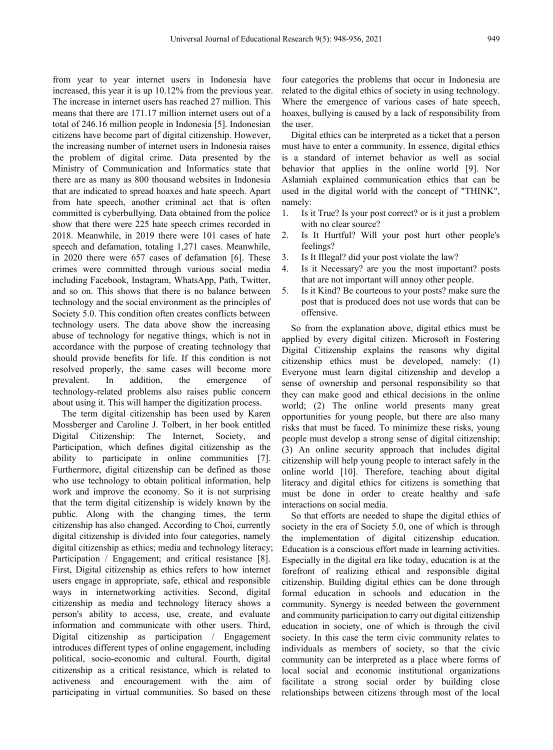from year to year internet users in Indonesia have increased, this year it is up 10.12% from the previous year. The increase in internet users has reached 27 million. This means that there are 171.17 million internet users out of a total of 246.16 million people in Indonesia [5]. Indonesian citizens have become part of digital citizenship. However, the increasing number of internet users in Indonesia raises the problem of digital crime. Data presented by the Ministry of Communication and Informatics state that there are as many as 800 thousand websites in Indonesia that are indicated to spread hoaxes and hate speech. Apart from hate speech, another criminal act that is often committed is cyberbullying. Data obtained from the police show that there were 225 hate speech crimes recorded in 2018. Meanwhile, in 2019 there were 101 cases of hate speech and defamation, totaling 1,271 cases. Meanwhile, in 2020 there were 657 cases of defamation [6]. These crimes were committed through various social media including Facebook, Instagram, WhatsApp, Path, Twitter, and so on. This shows that there is no balance between technology and the social environment as the principles of Society 5.0. This condition often creates conflicts between technology users. The data above show the increasing abuse of technology for negative things, which is not in accordance with the purpose of creating technology that should provide benefits for life. If this condition is not resolved properly, the same cases will become more prevalent. In addition, the emergence of technology-related problems also raises public concern about using it. This will hamper the digitization process.

The term digital citizenship has been used by Karen Mossberger and Caroline J. Tolbert, in her book entitled Digital Citizenship: The Internet, Society, and Participation, which defines digital citizenship as the ability to participate in online communities [7]. Furthermore, digital citizenship can be defined as those who use technology to obtain political information, help work and improve the economy. So it is not surprising that the term digital citizenship is widely known by the public. Along with the changing times, the term citizenship has also changed. According to Choi, currently digital citizenship is divided into four categories, namely digital citizenship as ethics; media and technology literacy; Participation / Engagement; and critical resistance [8]. First, Digital citizenship as ethics refers to how internet users engage in appropriate, safe, ethical and responsible ways in internetworking activities. Second, digital citizenship as media and technology literacy shows a person's ability to access, use, create, and evaluate information and communicate with other users. Third, Digital citizenship as participation / Engagement introduces different types of online engagement, including political, socio-economic and cultural. Fourth, digital citizenship as a critical resistance, which is related to activeness and encouragement with the aim of participating in virtual communities. So based on these four categories the problems that occur in Indonesia are related to the digital ethics of society in using technology. Where the emergence of various cases of hate speech, hoaxes, bullying is caused by a lack of responsibility from the user.

Digital ethics can be interpreted as a ticket that a person must have to enter a community. In essence, digital ethics is a standard of internet behavior as well as social behavior that applies in the online world [9]. Nor Aslamiah explained communication ethics that can be used in the digital world with the concept of "THINK", namely:

1. Is it True? Is your post correct? or is it just a problem with no clear source?
2. Is It Hurtful? Will your post hurt other people's feelings?
3. Is It Illegal? did your post violate the law?
4. Is it Necessary? are you the most important? posts that are not important will annoy other people.
5. Is it Kind? Be courteous to your posts? make sure the post that is produced does not use words that can be offensive.

So from the explanation above, digital ethics must be applied by every digital citizen. Microsoft in Fostering Digital Citizenship explains the reasons why digital citizenship ethics must be developed, namely: (1) Everyone must learn digital citizenship and develop a sense of ownership and personal responsibility so that they can make good and ethical decisions in the online world; (2) The online world presents many great opportunities for young people, but there are also many risks that must be faced. To minimize these risks, young people must develop a strong sense of digital citizenship; (3) An online security approach that includes digital citizenship will help young people to interact safely in the online world [10]. Therefore, teaching about digital literacy and digital ethics for citizens is something that must be done in order to create healthy and safe interactions on social media.

So that efforts are needed to shape the digital ethics of society in the era of Society 5.0, one of which is through the implementation of digital citizenship education. Education is a conscious effort made in learning activities. Especially in the digital era like today, education is at the forefront of realizing ethical and responsible digital citizenship. Building digital ethics can be done through formal education in schools and education in the community. Synergy is needed between the government and community participation to carry out digital citizenship education in society, one of which is through the civil society. In this case the term civic community relates to individuals as members of society, so that the civic community can be interpreted as a place where forms of local social and economic institutional organizations facilitate a strong social order by building close relationships between citizens through most of the local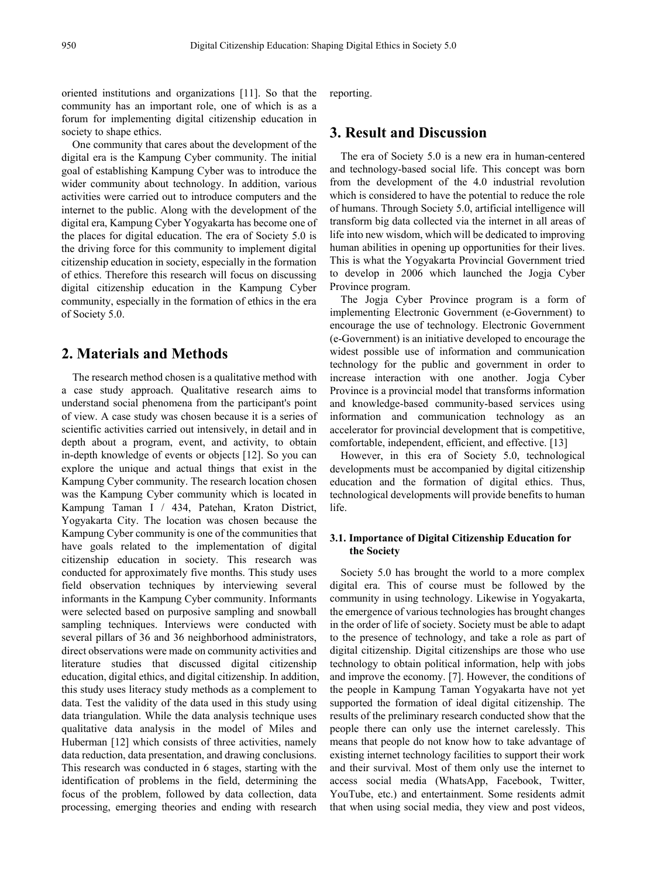oriented institutions and organizations [11]. So that the community has an important role, one of which is as a forum for implementing digital citizenship education in society to shape ethics.

One community that cares about the development of the digital era is the Kampung Cyber community. The initial goal of establishing Kampung Cyber was to introduce the wider community about technology. In addition, various activities were carried out to introduce computers and the internet to the public. Along with the development of the digital era, Kampung Cyber Yogyakarta has become one of the places for digital education. The era of Society 5.0 is the driving force for this community to implement digital citizenship education in society, especially in the formation of ethics. Therefore this research will focus on discussing digital citizenship education in the Kampung Cyber community, especially in the formation of ethics in the era of Society 5.0.

## 2. Materials and Methods

The research method chosen is a qualitative method with a case study approach. Qualitative research aims to understand social phenomena from the participant's point of view. A case study was chosen because it is a series of scientific activities carried out intensively, in detail and in depth about a program, event, and activity, to obtain in-depth knowledge of events or objects [12]. So you can explore the unique and actual things that exist in the Kampung Cyber community. The research location chosen was the Kampung Cyber community which is located in Kampung Taman I / 434, Patehan, Kraton District, Yogyakarta City. The location was chosen because the Kampung Cyber community is one of the communities that have goals related to the implementation of digital citizenship education in society. This research was conducted for approximately five months. This study uses field observation techniques by interviewing several informants in the Kampung Cyber community. Informants were selected based on purposive sampling and snowball sampling techniques. Interviews were conducted with several pillars of 36 and 36 neighborhood administrators, direct observations were made on community activities and literature studies that discussed digital citizenship education, digital ethics, and digital citizenship. In addition, this study uses literacy study methods as a complement to data. Test the validity of the data used in this study using data triangulation. While the data analysis technique uses qualitative data analysis in the model of Miles and Huberman [12] which consists of three activities, namely data reduction, data presentation, and drawing conclusions. This research was conducted in 6 stages, starting with the identification of problems in the field, determining the focus of the problem, followed by data collection, data processing, emerging theories and ending with research reporting.

## 3. Result and Discussion

The era of Society 5.0 is a new era in human-centered and technology-based social life. This concept was born from the development of the 4.0 industrial revolution which is considered to have the potential to reduce the role of humans. Through Society 5.0, artificial intelligence will transform big data collected via the internet in all areas of life into new wisdom, which will be dedicated to improving human abilities in opening up opportunities for their lives. This is what the Yogyakarta Provincial Government tried to develop in 2006 which launched the Jogja Cyber Province program.

The Jogja Cyber Province program is a form of implementing Electronic Government (e-Government) to encourage the use of technology. Electronic Government (e-Government) is an initiative developed to encourage the widest possible use of information and communication technology for the public and government in order to increase interaction with one another. Jogja Cyber Province is a provincial model that transforms information and knowledge-based community-based services using information and communication technology as an accelerator for provincial development that is competitive, comfortable, independent, efficient, and effective. [13]

However, in this era of Society 5.0, technological developments must be accompanied by digital citizenship education and the formation of digital ethics. Thus, technological developments will provide benefits to human life.

### 3.1. Importance of Digital Citizenship Education for the Society

Society 5.0 has brought the world to a more complex digital era. This of course must be followed by the community in using technology. Likewise in Yogyakarta, the emergence of various technologies has brought changes in the order of life of society. Society must be able to adapt to the presence of technology, and take a role as part of digital citizenship. Digital citizenships are those who use technology to obtain political information, help with jobs and improve the economy. [7]. However, the conditions of the people in Kampung Taman Yogyakarta have not yet supported the formation of ideal digital citizenship. The results of the preliminary research conducted show that the people there can only use the internet carelessly. This means that people do not know how to take advantage of existing internet technology facilities to support their work and their survival. Most of them only use the internet to access social media (WhatsApp, Facebook, Twitter, YouTube, etc.) and entertainment. Some residents admit that when using social media, they view and post videos,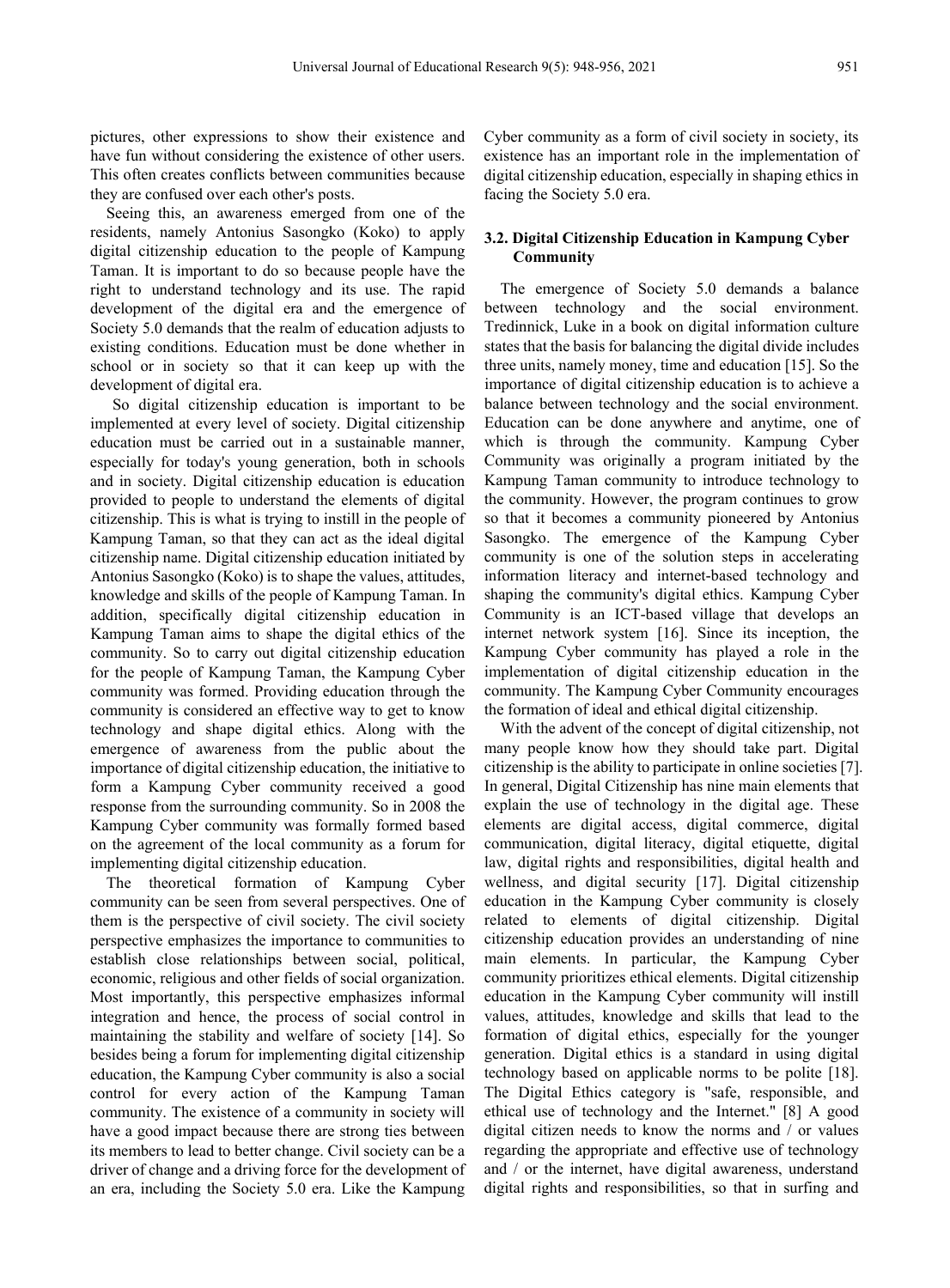pictures, other expressions to show their existence and have fun without considering the existence of other users. This often creates conflicts between communities because they are confused over each other's posts.

Seeing this, an awareness emerged from one of the residents, namely Antonius Sasongko (Koko) to apply digital citizenship education to the people of Kampung Taman. It is important to do so because people have the right to understand technology and its use. The rapid development of the digital era and the emergence of Society 5.0 demands that the realm of education adjusts to existing conditions. Education must be done whether in school or in society so that it can keep up with the development of digital era.

So digital citizenship education is important to be implemented at every level of society. Digital citizenship education must be carried out in a sustainable manner, especially for today's young generation, both in schools and in society. Digital citizenship education is education provided to people to understand the elements of digital citizenship. This is what is trying to instill in the people of Kampung Taman, so that they can act as the ideal digital citizenship name. Digital citizenship education initiated by Antonius Sasongko (Koko) is to shape the values, attitudes, knowledge and skills of the people of Kampung Taman. In addition, specifically digital citizenship education in Kampung Taman aims to shape the digital ethics of the community. So to carry out digital citizenship education for the people of Kampung Taman, the Kampung Cyber community was formed. Providing education through the community is considered an effective way to get to know technology and shape digital ethics. Along with the emergence of awareness from the public about the importance of digital citizenship education, the initiative to form a Kampung Cyber community received a good response from the surrounding community. So in 2008 the Kampung Cyber community was formally formed based on the agreement of the local community as a forum for implementing digital citizenship education.

The theoretical formation of Kampung Cyber community can be seen from several perspectives. One of them is the perspective of civil society. The civil society perspective emphasizes the importance to communities to establish close relationships between social, political, economic, religious and other fields of social organization. Most importantly, this perspective emphasizes informal integration and hence, the process of social control in maintaining the stability and welfare of society [14]. So besides being a forum for implementing digital citizenship education, the Kampung Cyber community is also a social control for every action of the Kampung Taman community. The existence of a community in society will have a good impact because there are strong ties between its members to lead to better change. Civil society can be a driver of change and a driving force for the development of an era, including the Society 5.0 era. Like the Kampung Cyber community as a form of civil society in society, its existence has an important role in the implementation of digital citizenship education, especially in shaping ethics in facing the Society 5.0 era.

### 3.2. Digital Citizenship Education in Kampung Cyber Community

The emergence of Society 5.0 demands a balance between technology and the social environment. Tredinnick, Luke in a book on digital information culture states that the basis for balancing the digital divide includes three units, namely money, time and education [15]. So the importance of digital citizenship education is to achieve a balance between technology and the social environment. Education can be done anywhere and anytime, one of which is through the community. Kampung Cyber Community was originally a program initiated by the Kampung Taman community to introduce technology to the community. However, the program continues to grow so that it becomes a community pioneered by Antonius Sasongko. The emergence of the Kampung Cyber community is one of the solution steps in accelerating information literacy and internet-based technology and shaping the community's digital ethics. Kampung Cyber Community is an ICT-based village that develops an internet network system [16]. Since its inception, the Kampung Cyber community has played a role in the implementation of digital citizenship education in the community. The Kampung Cyber Community encourages the formation of ideal and ethical digital citizenship.

With the advent of the concept of digital citizenship, not many people know how they should take part. Digital citizenship is the ability to participate in online societies [7]. In general, Digital Citizenship has nine main elements that explain the use of technology in the digital age. These elements are digital access, digital commerce, digital communication, digital literacy, digital etiquette, digital law, digital rights and responsibilities, digital health and wellness, and digital security [17]. Digital citizenship education in the Kampung Cyber community is closely related to elements of digital citizenship. Digital citizenship education provides an understanding of nine main elements. In particular, the Kampung Cyber community prioritizes ethical elements. Digital citizenship education in the Kampung Cyber community will instill values, attitudes, knowledge and skills that lead to the formation of digital ethics, especially for the younger generation. Digital ethics is a standard in using digital technology based on applicable norms to be polite [18]. The Digital Ethics category is "safe, responsible, and ethical use of technology and the Internet." [8] A good digital citizen needs to know the norms and / or values regarding the appropriate and effective use of technology and / or the internet, have digital awareness, understand digital rights and responsibilities, so that in surfing and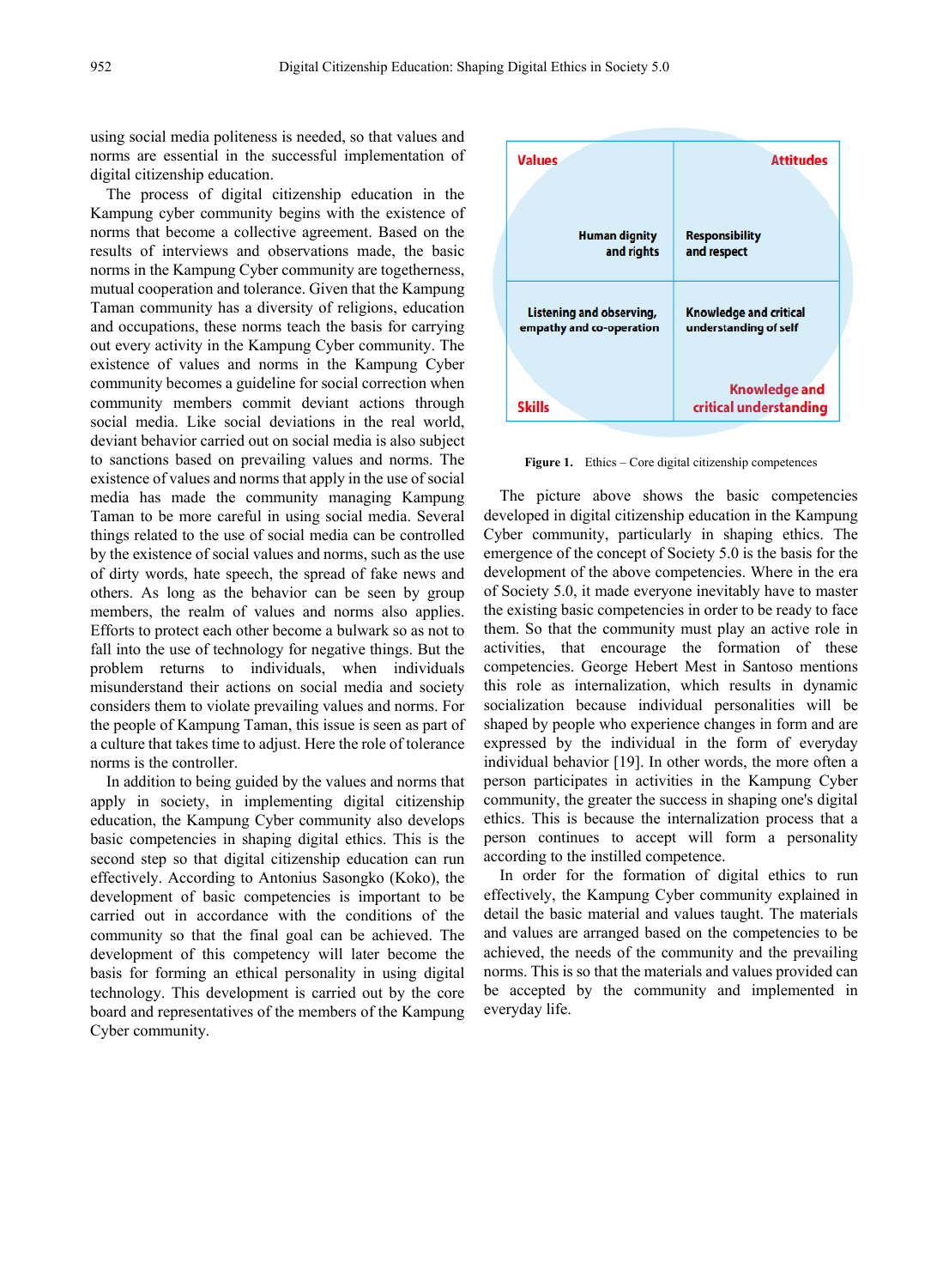using social media politeness is needed, so that values and norms are essential in the successful implementation of digital citizenship education.

The process of digital citizenship education in the Kampung cyber community begins with the existence of norms that become a collective agreement. Based on the results of interviews and observations made, the basic norms in the Kampung Cyber community are togetherness, mutual cooperation and tolerance. Given that the Kampung Taman community has a diversity of religions, education and occupations, these norms teach the basis for carrying out every activity in the Kampung Cyber community. The existence of values and norms in the Kampung Cyber community becomes a guideline for social correction when community members commit deviant actions through social media. Like social deviations in the real world, deviant behavior carried out on social media is also subject to sanctions based on prevailing values and norms. The existence of values and norms that apply in the use of social media has made the community managing Kampung Taman to be more careful in using social media. Several things related to the use of social media can be controlled by the existence of social values and norms, such as the use of dirty words, hate speech, the spread of fake news and others. As long as the behavior can be seen by group members, the realm of values and norms also applies. Efforts to protect each other become a bulwark so as not to fall into the use of technology for negative things. But the problem returns to individuals, when individuals misunderstand their actions on social media and society considers them to violate prevailing values and norms. For the people of Kampung Taman, this issue is seen as part of a culture that takes time to adjust. Here the role of tolerance norms is the controller.

In addition to being guided by the values and norms that apply in society, in implementing digital citizenship education, the Kampung Cyber community also develops basic competencies in shaping digital ethics. This is the second step so that digital citizenship education can run effectively. According to Antonius Sasongko (Koko), the development of basic competencies is important to be carried out in accordance with the conditions of the community so that the final goal can be achieved. The development of this competency will later become the basis for forming an ethical personality in using digital technology. This development is carried out by the core board and representatives of the members of the Kampung Cyber community.

| **Values** | **Attitudes** |
|---|---|
| **Human dignity and rights** | **Responsibility and respect** |
| **Listening and observing, empathy and co-operation** | **Knowledge and critical understanding of self** |
| **Skills** | **Knowledge and critical understanding** |

**Figure 1.** Ethics – Core digital citizenship competences

The picture above shows the basic competencies developed in digital citizenship education in the Kampung Cyber community, particularly in shaping ethics. The emergence of the concept of Society 5.0 is the basis for the development of the above competencies. Where in the era of Society 5.0, it made everyone inevitably have to master the existing basic competencies in order to be ready to face them. So that the community must play an active role in activities, that encourage the formation of these competencies. George Hebert Mest in Santoso mentions this role as internalization, which results in dynamic socialization because individual personalities will be shaped by people who experience changes in form and are expressed by the individual in the form of everyday individual behavior [19]. In other words, the more often a person participates in activities in the Kampung Cyber community, the greater the success in shaping one's digital ethics. This is because the internalization process that a person continues to accept will form a personality according to the instilled competence.

In order for the formation of digital ethics to run effectively, the Kampung Cyber community explained in detail the basic material and values taught. The materials and values are arranged based on the competencies to be achieved, the needs of the community and the prevailing norms. This is so that the materials and values provided can be accepted by the community and implemented in everyday life.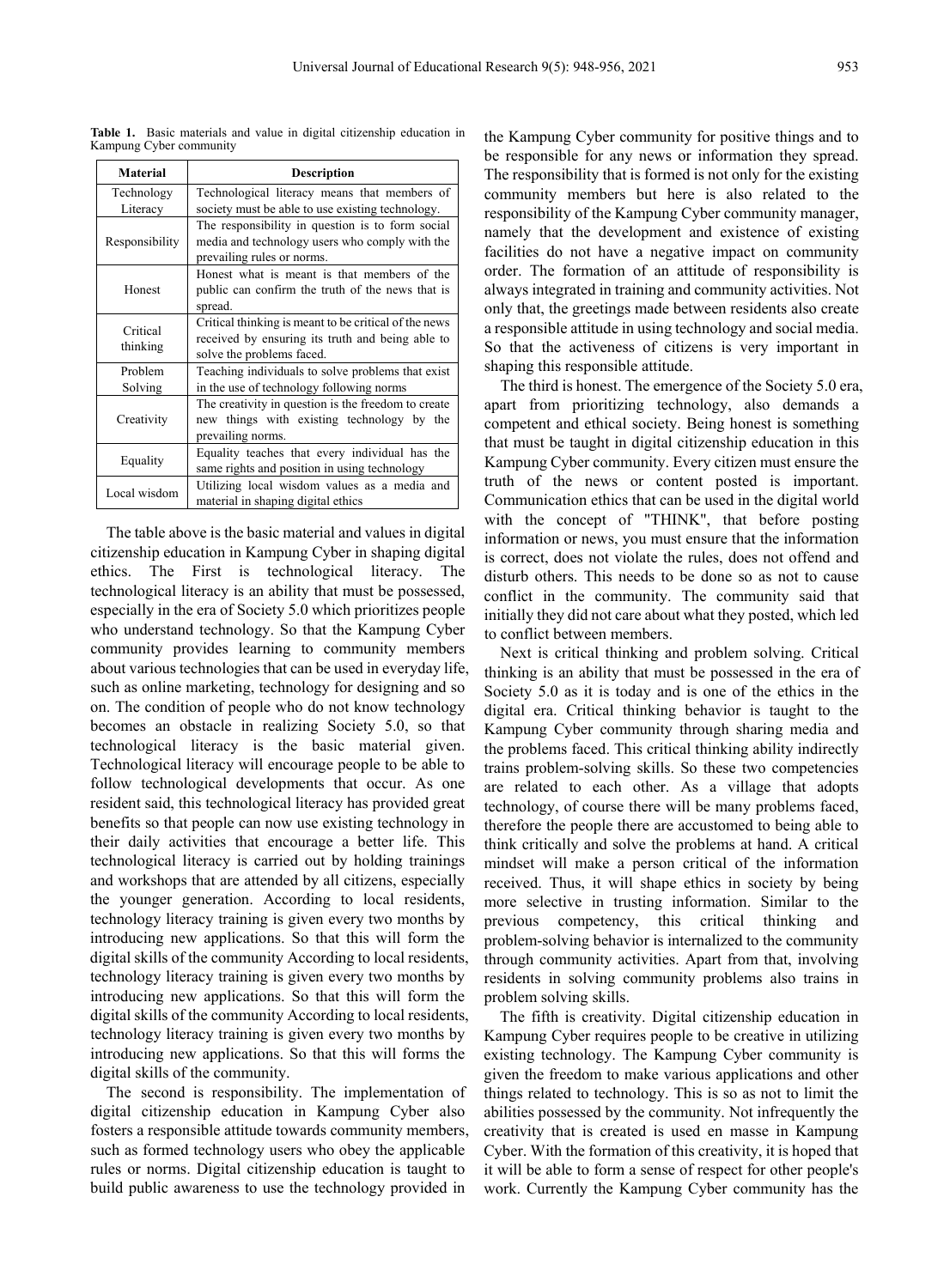**Table 1.** Basic materials and value in digital citizenship education in Kampung Cyber community

| Material | Description |
|---|---|
| Technology Literacy | Technological literacy means that members of society must be able to use existing technology. |
| Responsibility | The responsibility in question is to form social media and technology users who comply with the prevailing rules or norms. |
| Honest | Honest what is meant is that members of the public can confirm the truth of the news that is spread. |
| Critical thinking | Critical thinking is meant to be critical of the news received by ensuring its truth and being able to solve the problems faced. |
| Problem Solving | Teaching individuals to solve problems that exist in the use of technology following norms |
| Creativity | The creativity in question is the freedom to create new things with existing technology by the prevailing norms. |
| Equality | Equality teaches that every individual has the same rights and position in using technology |
| Local wisdom | Utilizing local wisdom values as a media and material in shaping digital ethics |

The table above is the basic material and values in digital citizenship education in Kampung Cyber in shaping digital ethics. The First is technological literacy. The technological literacy is an ability that must be possessed, especially in the era of Society 5.0 which prioritizes people who understand technology. So that the Kampung Cyber community provides learning to community members about various technologies that can be used in everyday life, such as online marketing, technology for designing and so on. The condition of people who do not know technology becomes an obstacle in realizing Society 5.0, so that technological literacy is the basic material given. Technological literacy will encourage people to be able to follow technological developments that occur. As one resident said, this technological literacy has provided great benefits so that people can now use existing technology in their daily activities that encourage a better life. This technological literacy is carried out by holding trainings and workshops that are attended by all citizens, especially the younger generation. According to local residents, technology literacy training is given every two months by introducing new applications. So that this will form the digital skills of the community According to local residents, technology literacy training is given every two months by introducing new applications. So that this will form the digital skills of the community According to local residents, technology literacy training is given every two months by introducing new applications. So that this will forms the digital skills of the community.

The second is responsibility. The implementation of digital citizenship education in Kampung Cyber also fosters a responsible attitude towards community members, such as formed technology users who obey the applicable rules or norms. Digital citizenship education is taught to build public awareness to use the technology provided in the Kampung Cyber community for positive things and to be responsible for any news or information they spread. The responsibility that is formed is not only for the existing community members but here is also related to the responsibility of the Kampung Cyber community manager, namely that the development and existence of existing facilities do not have a negative impact on community order. The formation of an attitude of responsibility is always integrated in training and community activities. Not only that, the greetings made between residents also create a responsible attitude in using technology and social media. So that the activeness of citizens is very important in shaping this responsible attitude.

The third is honest. The emergence of the Society 5.0 era, apart from prioritizing technology, also demands a competent and ethical society. Being honest is something that must be taught in digital citizenship education in this Kampung Cyber community. Every citizen must ensure the truth of the news or content posted is important. Communication ethics that can be used in the digital world with the concept of "THINK", that before posting information or news, you must ensure that the information is correct, does not violate the rules, does not offend and disturb others. This needs to be done so as not to cause conflict in the community. The community said that initially they did not care about what they posted, which led to conflict between members.

Next is critical thinking and problem solving. Critical thinking is an ability that must be possessed in the era of Society 5.0 as it is today and is one of the ethics in the digital era. Critical thinking behavior is taught to the Kampung Cyber community through sharing media and the problems faced. This critical thinking ability indirectly trains problem-solving skills. So these two competencies are related to each other. As a village that adopts technology, of course there will be many problems faced, therefore the people there are accustomed to being able to think critically and solve the problems at hand. A critical mindset will make a person critical of the information received. Thus, it will shape ethics in society by being more selective in trusting information. Similar to the previous competency, this critical thinking and problem-solving behavior is internalized to the community through community activities. Apart from that, involving residents in solving community problems also trains in problem solving skills.

The fifth is creativity. Digital citizenship education in Kampung Cyber requires people to be creative in utilizing existing technology. The Kampung Cyber community is given the freedom to make various applications and other things related to technology. This is so as not to limit the abilities possessed by the community. Not infrequently the creativity that is created is used en masse in Kampung Cyber. With the formation of this creativity, it is hoped that it will be able to form a sense of respect for other people's work. Currently the Kampung Cyber community has the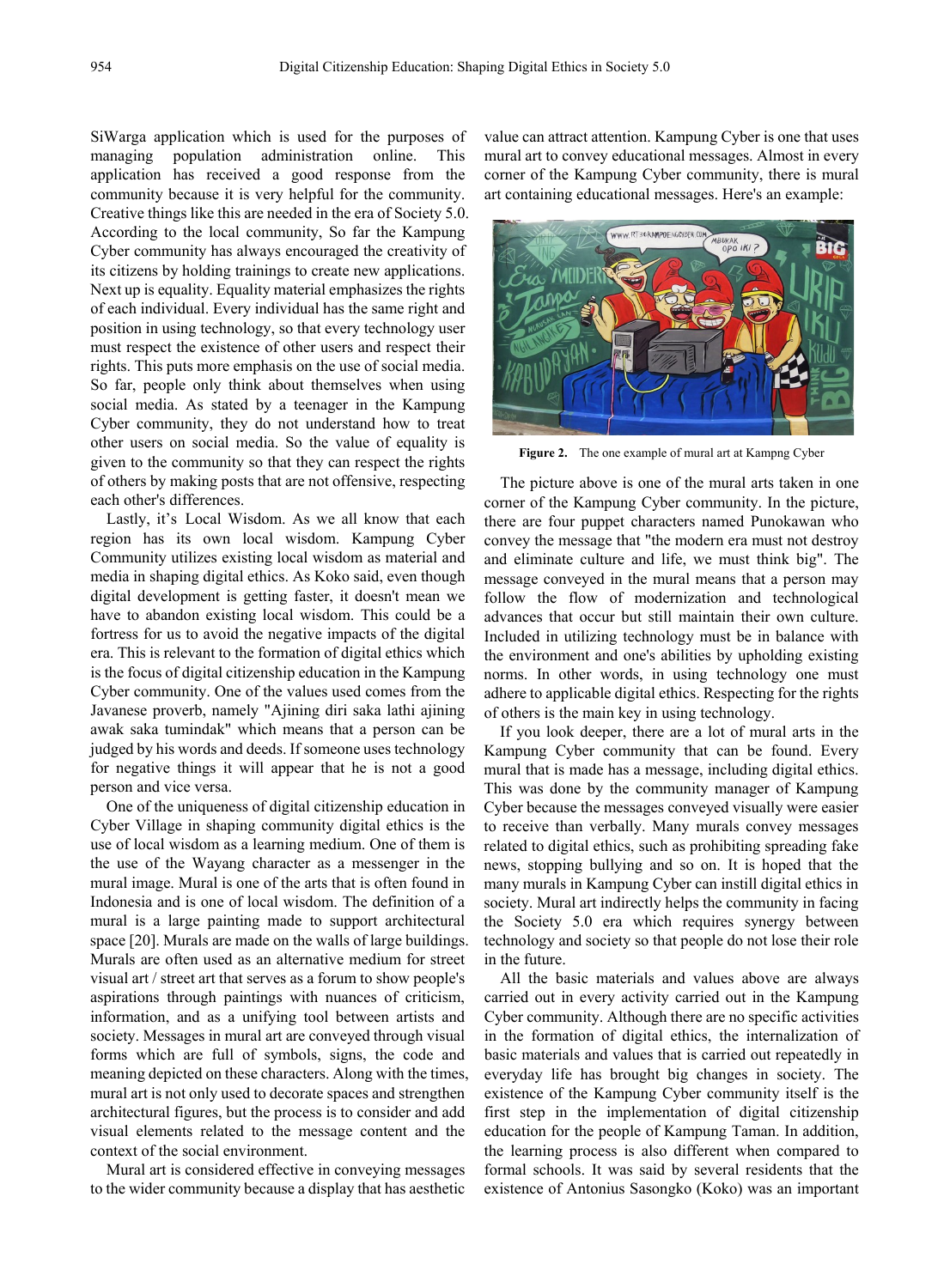SiWarga application which is used for the purposes of managing population administration online. This application has received a good response from the community because it is very helpful for the community. Creative things like this are needed in the era of Society 5.0. According to the local community, So far the Kampung Cyber community has always encouraged the creativity of its citizens by holding trainings to create new applications. Next up is equality. Equality material emphasizes the rights of each individual. Every individual has the same right and position in using technology, so that every technology user must respect the existence of other users and respect their rights. This puts more emphasis on the use of social media. So far, people only think about themselves when using social media. As stated by a teenager in the Kampung Cyber community, they do not understand how to treat other users on social media. So the value of equality is given to the community so that they can respect the rights of others by making posts that are not offensive, respecting each other's differences.

Lastly, it's Local Wisdom. As we all know that each region has its own local wisdom. Kampung Cyber Community utilizes existing local wisdom as material and media in shaping digital ethics. As Koko said, even though digital development is getting faster, it doesn't mean we have to abandon existing local wisdom. This could be a fortress for us to avoid the negative impacts of the digital era. This is relevant to the formation of digital ethics which is the focus of digital citizenship education in the Kampung Cyber community. One of the values used comes from the Javanese proverb, namely "Ajining diri saka lathi ajining awak saka tumindak" which means that a person can be judged by his words and deeds. If someone uses technology for negative things it will appear that he is not a good person and vice versa.

One of the uniqueness of digital citizenship education in Cyber Village in shaping community digital ethics is the use of local wisdom as a learning medium. One of them is the use of the Wayang character as a messenger in the mural image. Mural is one of the arts that is often found in Indonesia and is one of local wisdom. The definition of a mural is a large painting made to support architectural space [20]. Murals are made on the walls of large buildings. Murals are often used as an alternative medium for street visual art / street art that serves as a forum to show people's aspirations through paintings with nuances of criticism, information, and as a unifying tool between artists and society. Messages in mural art are conveyed through visual forms which are full of symbols, signs, the code and meaning depicted on these characters. Along with the times, mural art is not only used to decorate spaces and strengthen architectural figures, but the process is to consider and add visual elements related to the message content and the context of the social environment.

Mural art is considered effective in conveying messages to the wider community because a display that has aesthetic value can attract attention. Kampung Cyber is one that uses mural art to convey educational messages. Almost in every corner of the Kampung Cyber community, there is mural art containing educational messages. Here's an example:

**Figure 2.** The one example of mural art at Kampng Cyber

The picture above is one of the mural arts taken in one corner of the Kampung Cyber community. In the picture, there are four puppet characters named Punokawan who convey the message that "the modern era must not destroy and eliminate culture and life, we must think big". The message conveyed in the mural means that a person may follow the flow of modernization and technological advances that occur but still maintain their own culture. Included in utilizing technology must be in balance with the environment and one's abilities by upholding existing norms. In other words, in using technology one must adhere to applicable digital ethics. Respecting for the rights of others is the main key in using technology.

If you look deeper, there are a lot of mural arts in the Kampung Cyber community that can be found. Every mural that is made has a message, including digital ethics. This was done by the community manager of Kampung Cyber because the messages conveyed visually were easier to receive than verbally. Many murals convey messages related to digital ethics, such as prohibiting spreading fake news, stopping bullying and so on. It is hoped that the many murals in Kampung Cyber can instill digital ethics in society. Mural art indirectly helps the community in facing the Society 5.0 era which requires synergy between technology and society so that people do not lose their role in the future.

All the basic materials and values above are always carried out in every activity carried out in the Kampung Cyber community. Although there are no specific activities in the formation of digital ethics, the internalization of basic materials and values that is carried out repeatedly in everyday life has brought big changes in society. The existence of the Kampung Cyber community itself is the first step in the implementation of digital citizenship education for the people of Kampung Taman. In addition, the learning process is also different when compared to formal schools. It was said by several residents that the existence of Antonius Sasongko (Koko) was an important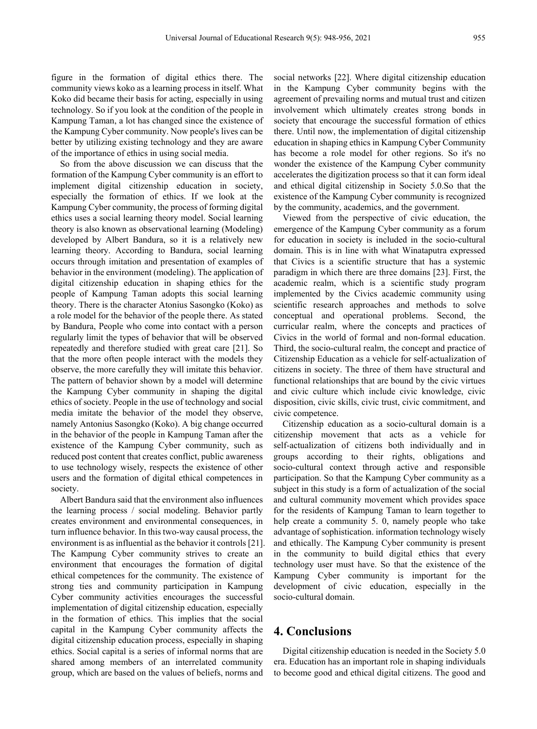figure in the formation of digital ethics there. The community views koko as a learning process in itself. What Koko did became their basis for acting, especially in using technology. So if you look at the condition of the people in Kampung Taman, a lot has changed since the existence of the Kampung Cyber community. Now people's lives can be better by utilizing existing technology and they are aware of the importance of ethics in using social media.

So from the above discussion we can discuss that the formation of the Kampung Cyber community is an effort to implement digital citizenship education in society, especially the formation of ethics. If we look at the Kampung Cyber community, the process of forming digital ethics uses a social learning theory model. Social learning theory is also known as observational learning (Modeling) developed by Albert Bandura, so it is a relatively new learning theory. According to Bandura, social learning occurs through imitation and presentation of examples of behavior in the environment (modeling). The application of digital citizenship education in shaping ethics for the people of Kampung Taman adopts this social learning theory. There is the character Atonius Sasongko (Koko) as a role model for the behavior of the people there. As stated by Bandura, People who come into contact with a person regularly limit the types of behavior that will be observed repeatedly and therefore studied with great care [21]. So that the more often people interact with the models they observe, the more carefully they will imitate this behavior. The pattern of behavior shown by a model will determine the Kampung Cyber community in shaping the digital ethics of society. People in the use of technology and social media imitate the behavior of the model they observe, namely Antonius Sasongko (Koko). A big change occurred in the behavior of the people in Kampung Taman after the existence of the Kampung Cyber community, such as reduced post content that creates conflict, public awareness to use technology wisely, respects the existence of other users and the formation of digital ethical competences in society.

Albert Bandura said that the environment also influences the learning process / social modeling. Behavior partly creates environment and environmental consequences, in turn influence behavior. In this two-way causal process, the environment is as influential as the behavior it controls [21]. The Kampung Cyber community strives to create an environment that encourages the formation of digital ethical competences for the community. The existence of strong ties and community participation in Kampung Cyber community activities encourages the successful implementation of digital citizenship education, especially in the formation of ethics. This implies that the social capital in the Kampung Cyber community affects the digital citizenship education process, especially in shaping ethics. Social capital is a series of informal norms that are shared among members of an interrelated community group, which are based on the values of beliefs, norms and social networks [22]. Where digital citizenship education in the Kampung Cyber community begins with the agreement of prevailing norms and mutual trust and citizen involvement which ultimately creates strong bonds in society that encourage the successful formation of ethics there. Until now, the implementation of digital citizenship education in shaping ethics in Kampung Cyber Community has become a role model for other regions. So it's no wonder the existence of the Kampung Cyber community accelerates the digitization process so that it can form ideal and ethical digital citizenship in Society 5.0.So that the existence of the Kampung Cyber community is recognized by the community, academics, and the government.

Viewed from the perspective of civic education, the emergence of the Kampung Cyber community as a forum for education in society is included in the socio-cultural domain. This is in line with what Winataputra expressed that Civics is a scientific structure that has a systemic paradigm in which there are three domains [23]. First, the academic realm, which is a scientific study program implemented by the Civics academic community using scientific research approaches and methods to solve conceptual and operational problems. Second, the curricular realm, where the concepts and practices of Civics in the world of formal and non-formal education. Third, the socio-cultural realm, the concept and practice of Citizenship Education as a vehicle for self-actualization of citizens in society. The three of them have structural and functional relationships that are bound by the civic virtues and civic culture which include civic knowledge, civic disposition, civic skills, civic trust, civic commitment, and civic competence.

Citizenship education as a socio-cultural domain is a citizenship movement that acts as a vehicle for self-actualization of citizens both individually and in groups according to their rights, obligations and socio-cultural context through active and responsible participation. So that the Kampung Cyber community as a subject in this study is a form of actualization of the social and cultural community movement which provides space for the residents of Kampung Taman to learn together to help create a community 5. 0, namely people who take advantage of sophistication. information technology wisely and ethically. The Kampung Cyber community is present in the community to build digital ethics that every technology user must have. So that the existence of the Kampung Cyber community is important for the development of civic education, especially in the socio-cultural domain.

## 4. Conclusions

Digital citizenship education is needed in the Society 5.0 era. Education has an important role in shaping individuals to become good and ethical digital citizens. The good and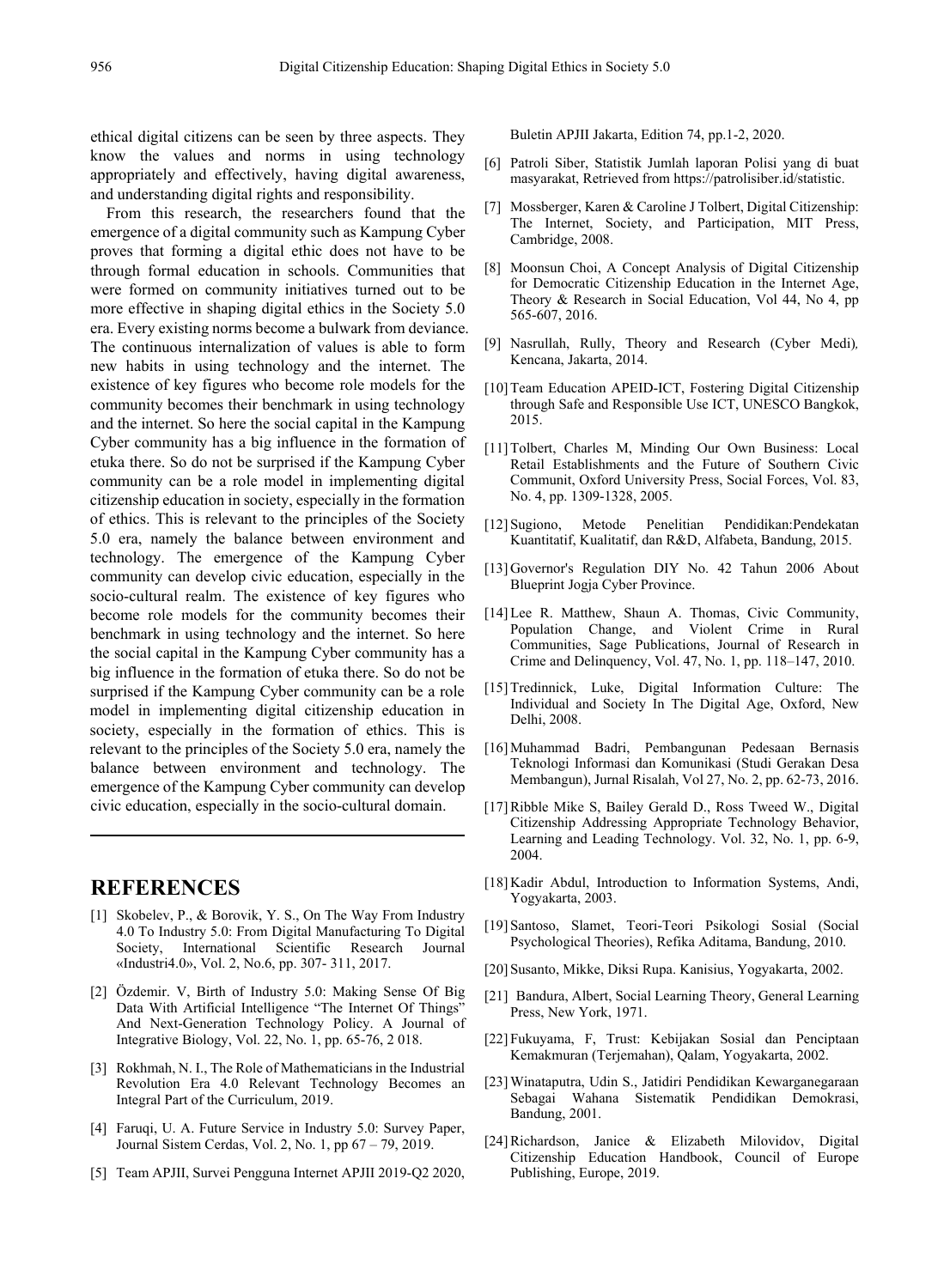ethical digital citizens can be seen by three aspects. They know the values and norms in using technology appropriately and effectively, having digital awareness, and understanding digital rights and responsibility.

From this research, the researchers found that the emergence of a digital community such as Kampung Cyber proves that forming a digital ethic does not have to be through formal education in schools. Communities that were formed on community initiatives turned out to be more effective in shaping digital ethics in the Society 5.0 era. Every existing norms become a bulwark from deviance. The continuous internalization of values is able to form new habits in using technology and the internet. The existence of key figures who become role models for the community becomes their benchmark in using technology and the internet. So here the social capital in the Kampung Cyber community has a big influence in the formation of etuka there. So do not be surprised if the Kampung Cyber community can be a role model in implementing digital citizenship education in society, especially in the formation of ethics. This is relevant to the principles of the Society 5.0 era, namely the balance between environment and technology. The emergence of the Kampung Cyber community can develop civic education, especially in the socio-cultural realm. The existence of key figures who become role models for the community becomes their benchmark in using technology and the internet. So here the social capital in the Kampung Cyber community has a big influence in the formation of etuka there. So do not be surprised if the Kampung Cyber community can be a role model in implementing digital citizenship education in society, especially in the formation of ethics. This is relevant to the principles of the Society 5.0 era, namely the balance between environment and technology. The emergence of the Kampung Cyber community can develop civic education, especially in the socio-cultural domain.

# REFERENCES

[1] Skobelev, P., & Borovik, Y. S., On The Way From Industry 4.0 To Industry 5.0: From Digital Manufacturing To Digital Society, International Scientific Research Journal «Industri4.0», Vol. 2, No.6, pp. 307- 311, 2017.

[2] Özdemir. V, Birth of Industry 5.0: Making Sense Of Big Data With Artificial Intelligence "The Internet Of Things" And Next-Generation Technology Policy. A Journal of Integrative Biology, Vol. 22, No. 1, pp. 65-76, 2 018.

[3] Rokhmah, N. I., The Role of Mathematicians in the Industrial Revolution Era 4.0 Relevant Technology Becomes an Integral Part of the Curriculum, 2019.

[4] Faruqi, U. A. Future Service in Industry 5.0: Survey Paper, Journal Sistem Cerdas, Vol. 2, No. 1, pp 67 – 79, 2019.

[5] Team APJII, Survei Pengguna Internet APJII 2019-Q2 2020, Buletin APJII Jakarta, Edition 74, pp.1-2, 2020.

[6] Patroli Siber, Statistik Jumlah laporan Polisi yang di buat masyarakat, Retrieved from https://patrolisiber.id/statistic.

[7] Mossberger, Karen & Caroline J Tolbert, Digital Citizenship: The Internet, Society, and Participation, MIT Press, Cambridge, 2008.

[8] Moonsun Choi, A Concept Analysis of Digital Citizenship for Democratic Citizenship Education in the Internet Age, Theory & Research in Social Education, Vol 44, No 4, pp 565-607, 2016.

[9] Nasrullah, Rully, Theory and Research (Cyber Medi), Kencana, Jakarta, 2014.

[10] Team Education APEID-ICT, Fostering Digital Citizenship through Safe and Responsible Use ICT, UNESCO Bangkok, 2015.

[11] Tolbert, Charles M, Minding Our Own Business: Local Retail Establishments and the Future of Southern Civic Communit, Oxford University Press, Social Forces, Vol. 83, No. 4, pp. 1309-1328, 2005.

[12] Sugiono, Metode Penelitian Pendidikan:Pendekatan Kuantitatif, Kualitatif, dan R&D, Alfabeta, Bandung, 2015.

[13] Governor's Regulation DIY No. 42 Tahun 2006 About Blueprint Jogja Cyber Province.

[14] Lee R. Matthew, Shaun A. Thomas, Civic Community, Population Change, and Violent Crime in Rural Communities, Sage Publications, Journal of Research in Crime and Delinquency, Vol. 47, No. 1, pp. 118–147, 2010.

[15] Tredinnick, Luke, Digital Information Culture: The Individual and Society In The Digital Age, Oxford, New Delhi, 2008.

[16] Muhammad Badri, Pembangunan Pedesaan Bernasis Teknologi Informasi dan Komunikasi (Studi Gerakan Desa Membangun), Jurnal Risalah, Vol 27, No. 2, pp. 62-73, 2016.

[17] Ribble Mike S, Bailey Gerald D., Ross Tweed W., Digital Citizenship Addressing Appropriate Technology Behavior, Learning and Leading Technology. Vol. 32, No. 1, pp. 6-9, 2004.

[18] Kadir Abdul, Introduction to Information Systems, Andi, Yogyakarta, 2003.

[19] Santoso, Slamet, Teori-Teori Psikologi Sosial (Social Psychological Theories), Refika Aditama, Bandung, 2010.

[20] Susanto, Mikke, Diksi Rupa. Kanisius, Yogyakarta, 2002.

[21] Bandura, Albert, Social Learning Theory, General Learning Press, New York, 1971.

[22] Fukuyama, F, Trust: Kebijakan Sosial dan Penciptaan Kemakmuran (Terjemahan), Qalam, Yogyakarta, 2002.

[23] Winataputra, Udin S., Jatidiri Pendidikan Kewarganegaraan Sebagai Wahana Sistematik Pendidikan Demokrasi, Bandung, 2001.

[24] Richardson, Janice & Elizabeth Milovidov, Digital Citizenship Education Handbook, Council of Europe Publishing, Europe, 2019.